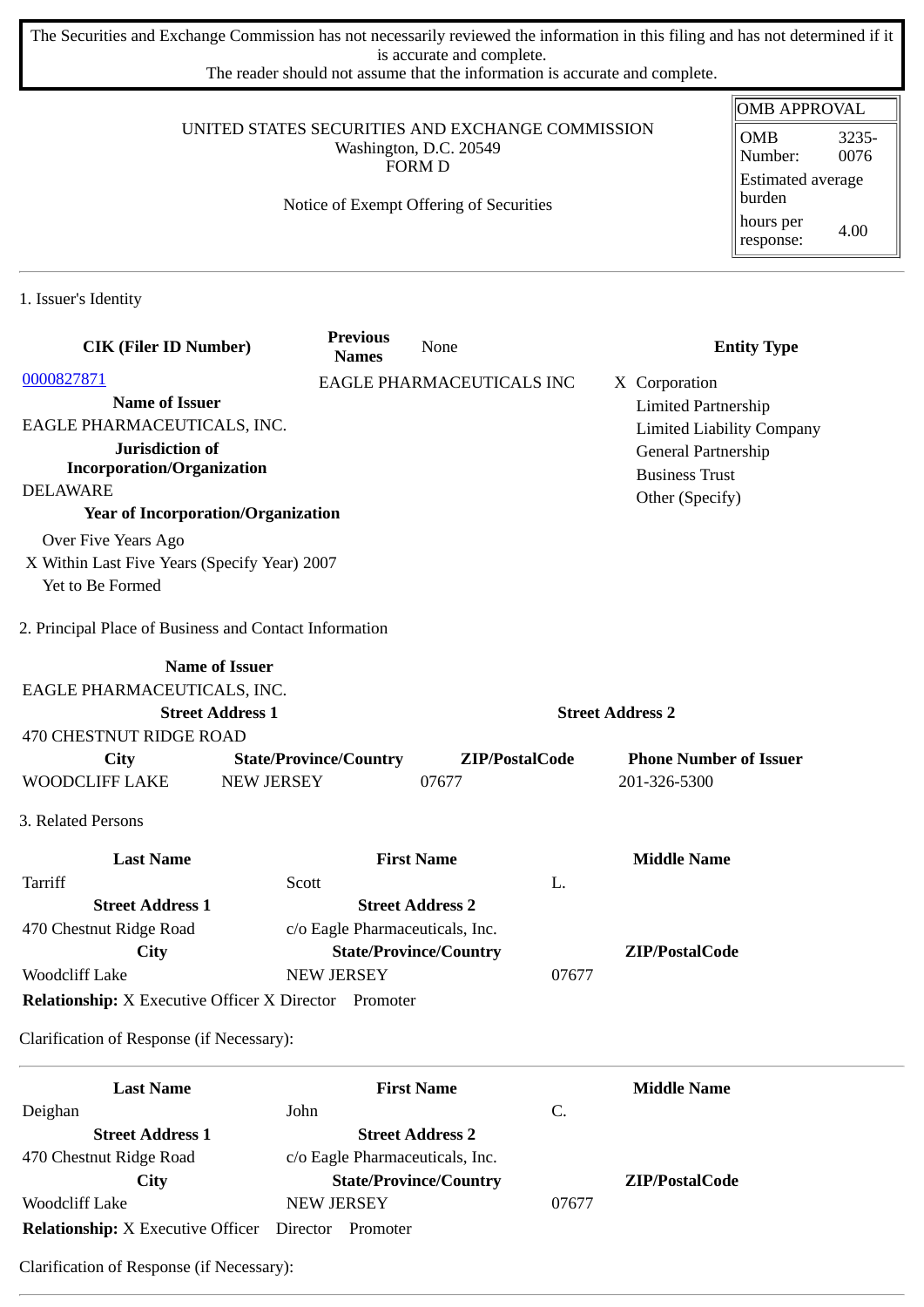The Securities and Exchange Commission has not necessarily reviewed the information in this filing and has not determined if it is accurate and complete.
The reader should not assume that the information is accurate and complete.

| OMB APPROVAL | |
|---|---|
| OMB Number: | 3235-0076 |
| Estimated average burden | |
| hours per response: | 4.00 |

UNITED STATES SECURITIES AND EXCHANGE COMMISSION
Washington, D.C. 20549
FORM D

Notice of Exempt Offering of Securities

1. Issuer's Identity

| CIK (Filer ID Number) | Previous Names | None | Entity Type |
|---|---|---|---|
| 0000827871 | EAGLE PHARMACEUTICALS INC | | X Corporation |
| **Name of Issuer** | | | Limited Partnership |
| EAGLE PHARMACEUTICALS, INC. | | | Limited Liability Company |
| **Jurisdiction of Incorporation/Organization** | | | General Partnership |
| DELAWARE | | | Business Trust |
| | | | Other (Specify) |

**Year of Incorporation/Organization**

Over Five Years Ago
X Within Last Five Years (Specify Year) 2007
Yet to Be Formed

2. Principal Place of Business and Contact Information

| Name of Issuer | | | |
|---|---|---|---|
| EAGLE PHARMACEUTICALS, INC. | | | |
| **Street Address 1** | | **Street Address 2** | |
| 470 CHESTNUT RIDGE ROAD | | | |
| **City** | **State/Province/Country** | **ZIP/PostalCode** | **Phone Number of Issuer** |
| WOODCLIFF LAKE | NEW JERSEY | 07677 | 201-326-5300 |

3. Related Persons

| Last Name | First Name | Middle Name |
|---|---|---|
| Tarriff | Scott | L. |
| **Street Address 1** | **Street Address 2** | |
| 470 Chestnut Ridge Road | c/o Eagle Pharmaceuticals, Inc. | |
| **City** | **State/Province/Country** | **ZIP/PostalCode** |
| Woodcliff Lake | NEW JERSEY | 07677 |

**Relationship:** X Executive Officer X Director Promoter

Clarification of Response (if Necessary):

| Last Name | First Name | Middle Name |
|---|---|---|
| Deighan | John | C. |
| **Street Address 1** | **Street Address 2** | |
| 470 Chestnut Ridge Road | c/o Eagle Pharmaceuticals, Inc. | |
| **City** | **State/Province/Country** | **ZIP/PostalCode** |
| Woodcliff Lake | NEW JERSEY | 07677 |

**Relationship:** X Executive Officer Director Promoter

Clarification of Response (if Necessary):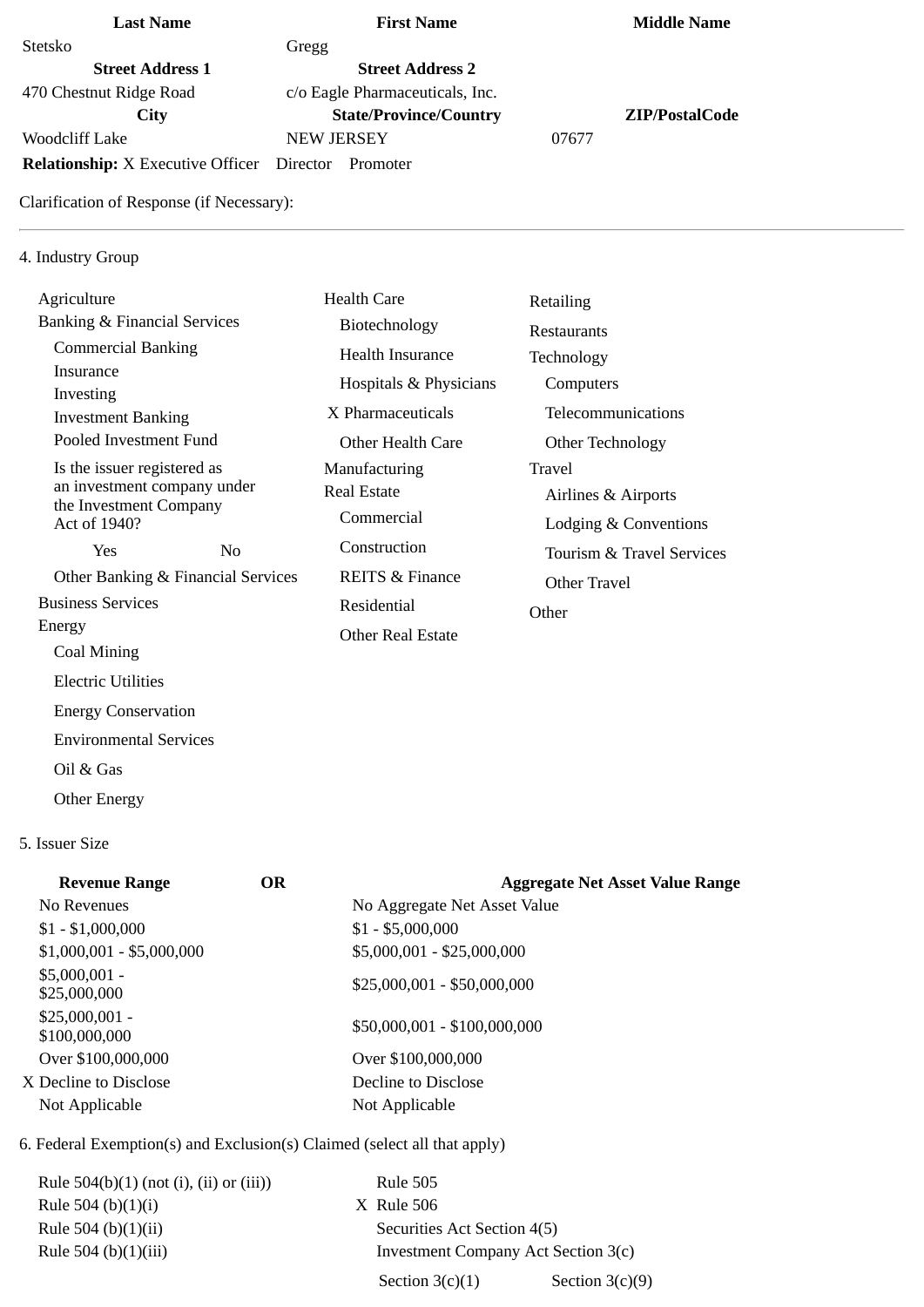| Last Name | First Name | Middle Name |
|---|---|---|
| Stetsko | Gregg | |
| **Street Address 1** | **Street Address 2** | |
| 470 Chestnut Ridge Road | c/o Eagle Pharmaceuticals, Inc. | |
| **City** | **State/Province/Country** | **ZIP/PostalCode** |
| Woodcliff Lake | NEW JERSEY | 07677 |

**Relationship:** X Executive Officer  Director  Promoter

Clarification of Response (if Necessary):

---

4. Industry Group

- Agriculture
- Banking & Financial Services
  - Commercial Banking
  - Insurance
  - Investing
  - Investment Banking
  - Pooled Investment Fund
  - Is the issuer registered as an investment company under the Investment Company Act of 1940?
    - Yes  No
  - Other Banking & Financial Services
- Business Services
- Energy
  - Coal Mining
  - Electric Utilities
  - Energy Conservation
  - Environmental Services
  - Oil & Gas
  - Other Energy
- Health Care
  - Biotechnology
  - Health Insurance
  - Hospitals & Physicians
  - X Pharmaceuticals
  - Other Health Care
- Manufacturing
- Real Estate
  - Commercial
  - Construction
  - REITS & Finance
  - Residential
  - Other Real Estate
- Retailing
- Restaurants
- Technology
  - Computers
  - Telecommunications
  - Other Technology
- Travel
  - Airlines & Airports
  - Lodging & Conventions
  - Tourism & Travel Services
  - Other Travel
- Other

5. Issuer Size

| Revenue Range | OR | Aggregate Net Asset Value Range |
|---|---|---|
| No Revenues | | No Aggregate Net Asset Value |
| $1 - $1,000,000 | | $1 - $5,000,000 |
| $1,000,001 - $5,000,000 | | $5,000,001 - $25,000,000 |
| $5,000,001 - $25,000,000 | | $25,000,001 - $50,000,000 |
| $25,000,001 - $100,000,000 | | $50,000,001 - $100,000,000 |
| Over $100,000,000 | | Over $100,000,000 |
| X Decline to Disclose | | Decline to Disclose |
| Not Applicable | | Not Applicable |

6. Federal Exemption(s) and Exclusion(s) Claimed (select all that apply)

- Rule 504(b)(1) (not (i), (ii) or (iii))
- Rule 504 (b)(1)(i)
- Rule 504 (b)(1)(ii)
- Rule 504 (b)(1)(iii)
- Rule 505
- X Rule 506
- Securities Act Section 4(5)
- Investment Company Act Section 3(c)
  - Section 3(c)(1)  Section 3(c)(9)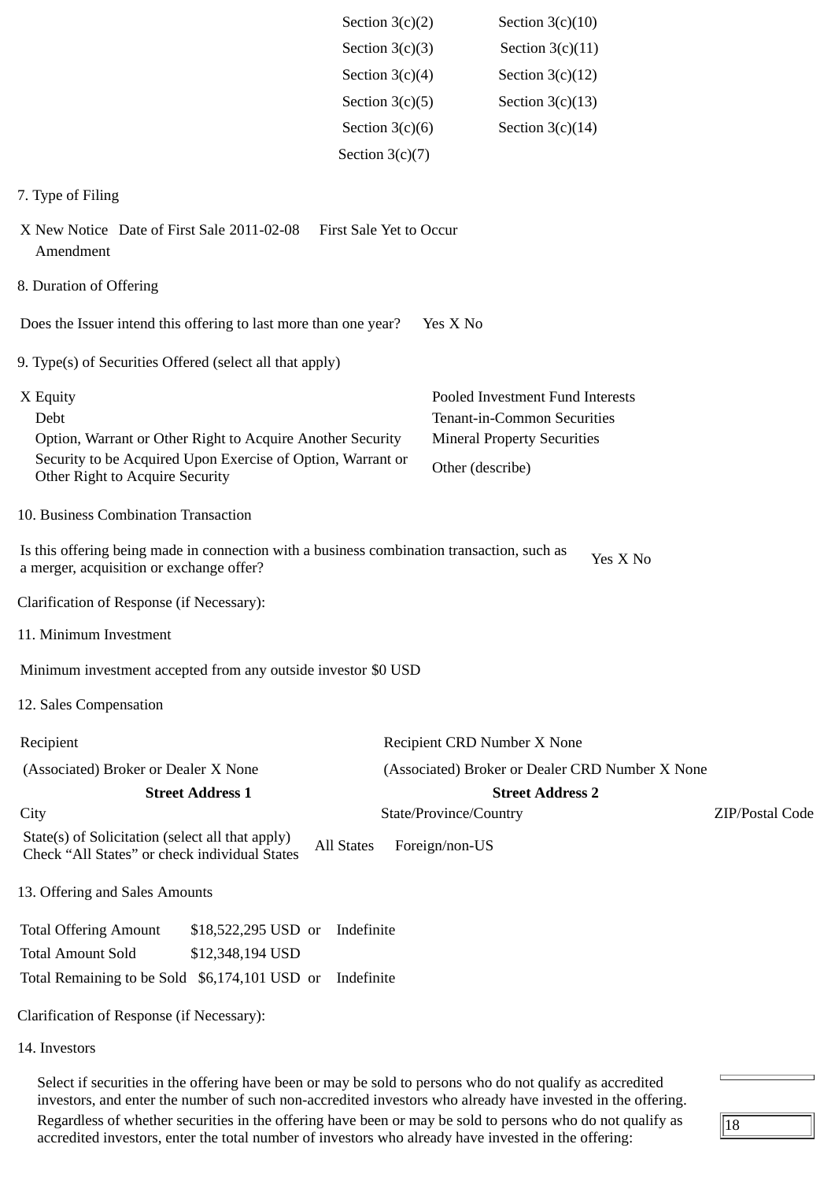| | |
|---|---|
| Section 3(c)(2) | Section 3(c)(10) |
| Section 3(c)(3) | Section 3(c)(11) |
| Section 3(c)(4) | Section 3(c)(12) |
| Section 3(c)(5) | Section 3(c)(13) |
| Section 3(c)(6) | Section 3(c)(14) |
| Section 3(c)(7) | |

7. Type of Filing

X New Notice Date of First Sale 2011-02-08 First Sale Yet to Occur
Amendment

8. Duration of Offering

Does the Issuer intend this offering to last more than one year? Yes X No

9. Type(s) of Securities Offered (select all that apply)

| | |
|---|---|
| X Equity | Pooled Investment Fund Interests |
| Debt | Tenant-in-Common Securities |
| Option, Warrant or Other Right to Acquire Another Security | Mineral Property Securities |
| Security to be Acquired Upon Exercise of Option, Warrant or Other Right to Acquire Security | Other (describe) |

10. Business Combination Transaction

Is this offering being made in connection with a business combination transaction, such as a merger, acquisition or exchange offer? Yes X No

Clarification of Response (if Necessary):

11. Minimum Investment

Minimum investment accepted from any outside investor $0 USD

12. Sales Compensation

| | | |
|---|---|---|
| Recipient | Recipient CRD Number X None | |
| (Associated) Broker or Dealer X None | (Associated) Broker or Dealer CRD Number X None | |
| **Street Address 1** | **Street Address 2** | |
| City | State/Province/Country | ZIP/Postal Code |

State(s) of Solicitation (select all that apply)
Check "All States" or check individual States All States Foreign/non-US

13. Offering and Sales Amounts

| | | | |
|---|---|---|---|
| Total Offering Amount | $18,522,295 USD | or | Indefinite |
| Total Amount Sold | $12,348,194 USD | | |
| Total Remaining to be Sold | $6,174,101 USD | or | Indefinite |

Clarification of Response (if Necessary):

14. Investors

Select if securities in the offering have been or may be sold to persons who do not qualify as accredited investors, and enter the number of such non-accredited investors who already have invested in the offering.

Regardless of whether securities in the offering have been or may be sold to persons who do not qualify as accredited investors, enter the total number of investors who already have invested in the offering: 18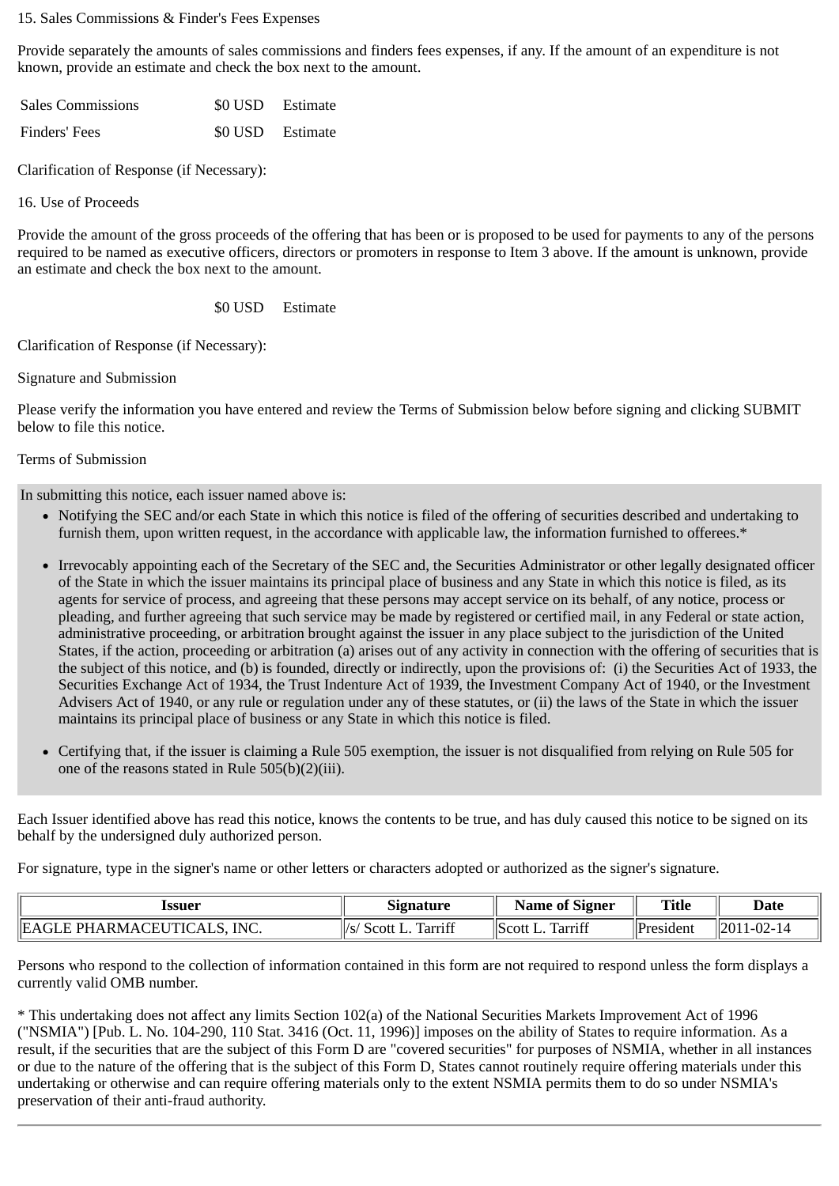15. Sales Commissions & Finder's Fees Expenses

Provide separately the amounts of sales commissions and finders fees expenses, if any. If the amount of an expenditure is not known, provide an estimate and check the box next to the amount.

| | | |
|---|---|---|
| Sales Commissions | $0 USD | Estimate |
| Finders' Fees | $0 USD | Estimate |

Clarification of Response (if Necessary):

16. Use of Proceeds

Provide the amount of the gross proceeds of the offering that has been or is proposed to be used for payments to any of the persons required to be named as executive officers, directors or promoters in response to Item 3 above. If the amount is unknown, provide an estimate and check the box next to the amount.

$0 USD Estimate

Clarification of Response (if Necessary):

Signature and Submission

Please verify the information you have entered and review the Terms of Submission below before signing and clicking SUBMIT below to file this notice.

Terms of Submission

In submitting this notice, each issuer named above is:

- Notifying the SEC and/or each State in which this notice is filed of the offering of securities described and undertaking to furnish them, upon written request, in the accordance with applicable law, the information furnished to offerees.*
- Irrevocably appointing each of the Secretary of the SEC and, the Securities Administrator or other legally designated officer of the State in which the issuer maintains its principal place of business and any State in which this notice is filed, as its agents for service of process, and agreeing that these persons may accept service on its behalf, of any notice, process or pleading, and further agreeing that such service may be made by registered or certified mail, in any Federal or state action, administrative proceeding, or arbitration brought against the issuer in any place subject to the jurisdiction of the United States, if the action, proceeding or arbitration (a) arises out of any activity in connection with the offering of securities that is the subject of this notice, and (b) is founded, directly or indirectly, upon the provisions of: (i) the Securities Act of 1933, the Securities Exchange Act of 1934, the Trust Indenture Act of 1939, the Investment Company Act of 1940, or the Investment Advisers Act of 1940, or any rule or regulation under any of these statutes, or (ii) the laws of the State in which the issuer maintains its principal place of business or any State in which this notice is filed.
- Certifying that, if the issuer is claiming a Rule 505 exemption, the issuer is not disqualified from relying on Rule 505 for one of the reasons stated in Rule 505(b)(2)(iii).

Each Issuer identified above has read this notice, knows the contents to be true, and has duly caused this notice to be signed on its behalf by the undersigned duly authorized person.

For signature, type in the signer's name or other letters or characters adopted or authorized as the signer's signature.

| Issuer | Signature | Name of Signer | Title | Date |
|---|---|---|---|---|
| EAGLE PHARMACEUTICALS, INC. | /s/ Scott L. Tarriff | Scott L. Tarriff | President | 2011-02-14 |

Persons who respond to the collection of information contained in this form are not required to respond unless the form displays a currently valid OMB number.

* This undertaking does not affect any limits Section 102(a) of the National Securities Markets Improvement Act of 1996 ("NSMIA") [Pub. L. No. 104-290, 110 Stat. 3416 (Oct. 11, 1996)] imposes on the ability of States to require information. As a result, if the securities that are the subject of this Form D are "covered securities" for purposes of NSMIA, whether in all instances or due to the nature of the offering that is the subject of this Form D, States cannot routinely require offering materials under this undertaking or otherwise and can require offering materials only to the extent NSMIA permits them to do so under NSMIA's preservation of their anti-fraud authority.